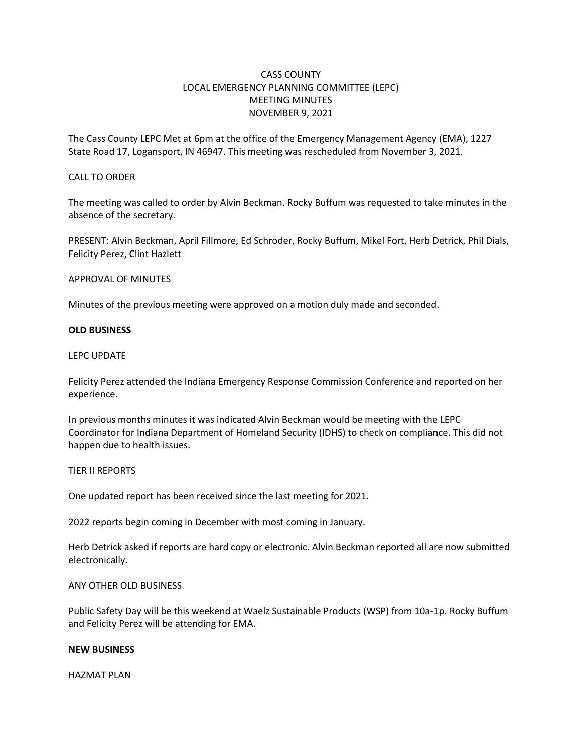# CASS COUNTY
# LOCAL EMERGENCY PLANNING COMMITTEE (LEPC)
# MEETING MINUTES
# NOVEMBER 9, 2021

The Cass County LEPC Met at 6pm at the office of the Emergency Management Agency (EMA), 1227 State Road 17, Logansport, IN 46947. This meeting was rescheduled from November 3, 2021.

## CALL TO ORDER

The meeting was called to order by Alvin Beckman. Rocky Buffum was requested to take minutes in the absence of the secretary.

PRESENT: Alvin Beckman, April Fillmore, Ed Schroder, Rocky Buffum, Mikel Fort, Herb Detrick, Phil Dials, Felicity Perez, Clint Hazlett

## APPROVAL OF MINUTES

Minutes of the previous meeting were approved on a motion duly made and seconded.

## **OLD BUSINESS**

### LEPC UPDATE

Felicity Perez attended the Indiana Emergency Response Commission Conference and reported on her experience.

In previous months minutes it was indicated Alvin Beckman would be meeting with the LEPC Coordinator for Indiana Department of Homeland Security (IDHS) to check on compliance. This did not happen due to health issues.

### TIER II REPORTS

One updated report has been received since the last meeting for 2021.

2022 reports begin coming in December with most coming in January.

Herb Detrick asked if reports are hard copy or electronic. Alvin Beckman reported all are now submitted electronically.

### ANY OTHER OLD BUSINESS

Public Safety Day will be this weekend at Waelz Sustainable Products (WSP) from 10a-1p. Rocky Buffum and Felicity Perez will be attending for EMA.

## **NEW BUSINESS**

### HAZMAT PLAN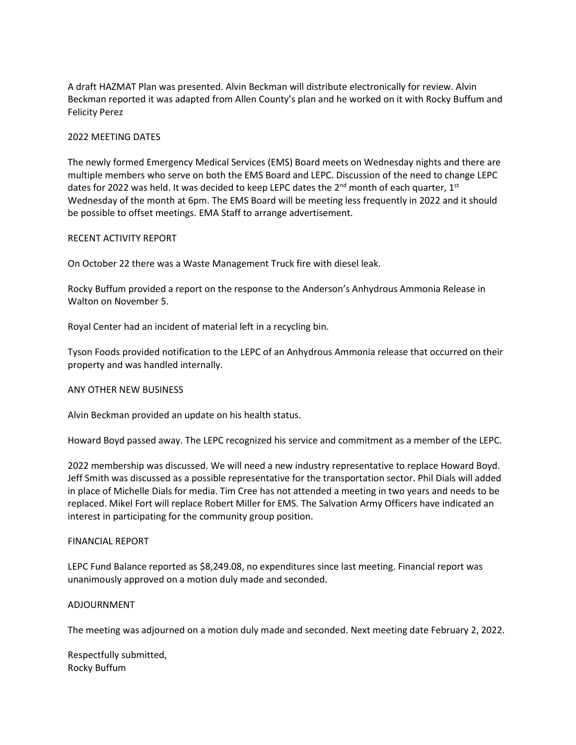A draft HAZMAT Plan was presented. Alvin Beckman will distribute electronically for review. Alvin Beckman reported it was adapted from Allen County's plan and he worked on it with Rocky Buffum and Felicity Perez

2022 MEETING DATES

The newly formed Emergency Medical Services (EMS) Board meets on Wednesday nights and there are multiple members who serve on both the EMS Board and LEPC. Discussion of the need to change LEPC dates for 2022 was held. It was decided to keep LEPC dates the 2nd month of each quarter, 1st Wednesday of the month at 6pm. The EMS Board will be meeting less frequently in 2022 and it should be possible to offset meetings. EMA Staff to arrange advertisement.

RECENT ACTIVITY REPORT

On October 22 there was a Waste Management Truck fire with diesel leak.

Rocky Buffum provided a report on the response to the Anderson's Anhydrous Ammonia Release in Walton on November 5.

Royal Center had an incident of material left in a recycling bin.

Tyson Foods provided notification to the LEPC of an Anhydrous Ammonia release that occurred on their property and was handled internally.

ANY OTHER NEW BUSINESS

Alvin Beckman provided an update on his health status.

Howard Boyd passed away. The LEPC recognized his service and commitment as a member of the LEPC.

2022 membership was discussed. We will need a new industry representative to replace Howard Boyd. Jeff Smith was discussed as a possible representative for the transportation sector. Phil Dials will added in place of Michelle Dials for media. Tim Cree has not attended a meeting in two years and needs to be replaced. Mikel Fort will replace Robert Miller for EMS. The Salvation Army Officers have indicated an interest in participating for the community group position.

FINANCIAL REPORT

LEPC Fund Balance reported as $8,249.08, no expenditures since last meeting. Financial report was unanimously approved on a motion duly made and seconded.

ADJOURNMENT

The meeting was adjourned on a motion duly made and seconded. Next meeting date February 2, 2022.

Respectfully submitted,
Rocky Buffum